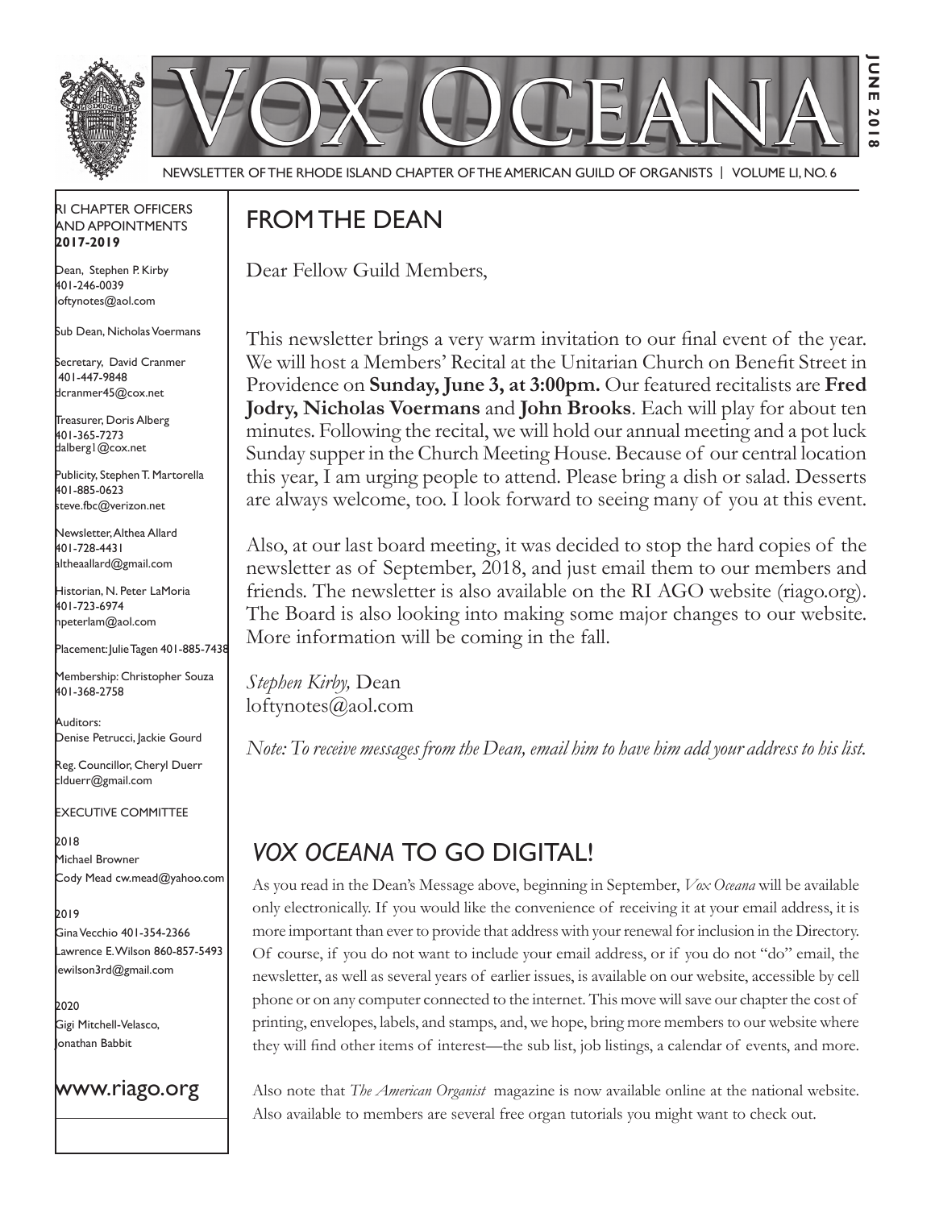# Vox Oceana

NEWSLETTER OF THE RHODE ISLAND CHAPTER OF THE AMERICAN GUILD OF ORGANISTS | VOLUME LI, NO. 6

JUNE 2018

RI CHAPTER OFFICERS AND APPOINTMENTS **2017-2019**

Dean, Stephen P. Kirby
401-246-0039
loftynotes@aol.com

Sub Dean, Nicholas Voermans

Secretary, David Cranmer
401-447-9848
dcranmer45@cox.net

Treasurer, Doris Alberg
401-365-7273
dalberg1@cox.net

Publicity, Stephen T. Martorella
401-885-0623
steve.fbc@verizon.net

Newsletter, Althea Allard
401-728-4431
altheaallard@gmail.com

Historian, N. Peter LaMoria
401-723-6974
npeterlam@aol.com

Placement: Julie Tagen 401-885-7438

Membership: Christopher Souza
401-368-2758

Auditors:
Denise Petrucci, Jackie Gourd

Reg. Councillor, Cheryl Duerr
clduerr@gmail.com

EXECUTIVE COMMITTEE

2018
Michael Browner
Cody Mead cw.mead@yahoo.com

2019
Gina Vecchio 401-354-2366
Lawrence E. Wilson 860-857-5493
lewilson3rd@gmail.com

2020
Gigi Mitchell-Velasco,
Jonathan Babbit

www.riago.org

## FROM THE DEAN

Dear Fellow Guild Members,

This newsletter brings a very warm invitation to our final event of the year. We will host a Members' Recital at the Unitarian Church on Benefit Street in Providence on **Sunday, June 3, at 3:00pm.** Our featured recitalists are **Fred Jodry, Nicholas Voermans** and **John Brooks**. Each will play for about ten minutes. Following the recital, we will hold our annual meeting and a pot luck Sunday supper in the Church Meeting House. Because of our central location this year, I am urging people to attend. Please bring a dish or salad. Desserts are always welcome, too. I look forward to seeing many of you at this event.

Also, at our last board meeting, it was decided to stop the hard copies of the newsletter as of September, 2018, and just email them to our members and friends. The newsletter is also available on the RI AGO website (riago.org). The Board is also looking into making some major changes to our website. More information will be coming in the fall.

*Stephen Kirby,* Dean
loftynotes@aol.com

*Note: To receive messages from the Dean, email him to have him add your address to his list.*

## *VOX OCEANA* TO GO DIGITAL!

As you read in the Dean's Message above, beginning in September, *Vox Oceana* will be available only electronically. If you would like the convenience of receiving it at your email address, it is more important than ever to provide that address with your renewal for inclusion in the Directory. Of course, if you do not want to include your email address, or if you do not "do" email, the newsletter, as well as several years of earlier issues, is available on our website, accessible by cell phone or on any computer connected to the internet. This move will save our chapter the cost of printing, envelopes, labels, and stamps, and, we hope, bring more members to our website where they will find other items of interest—the sub list, job listings, a calendar of events, and more.

Also note that *The American Organist* magazine is now available online at the national website. Also available to members are several free organ tutorials you might want to check out.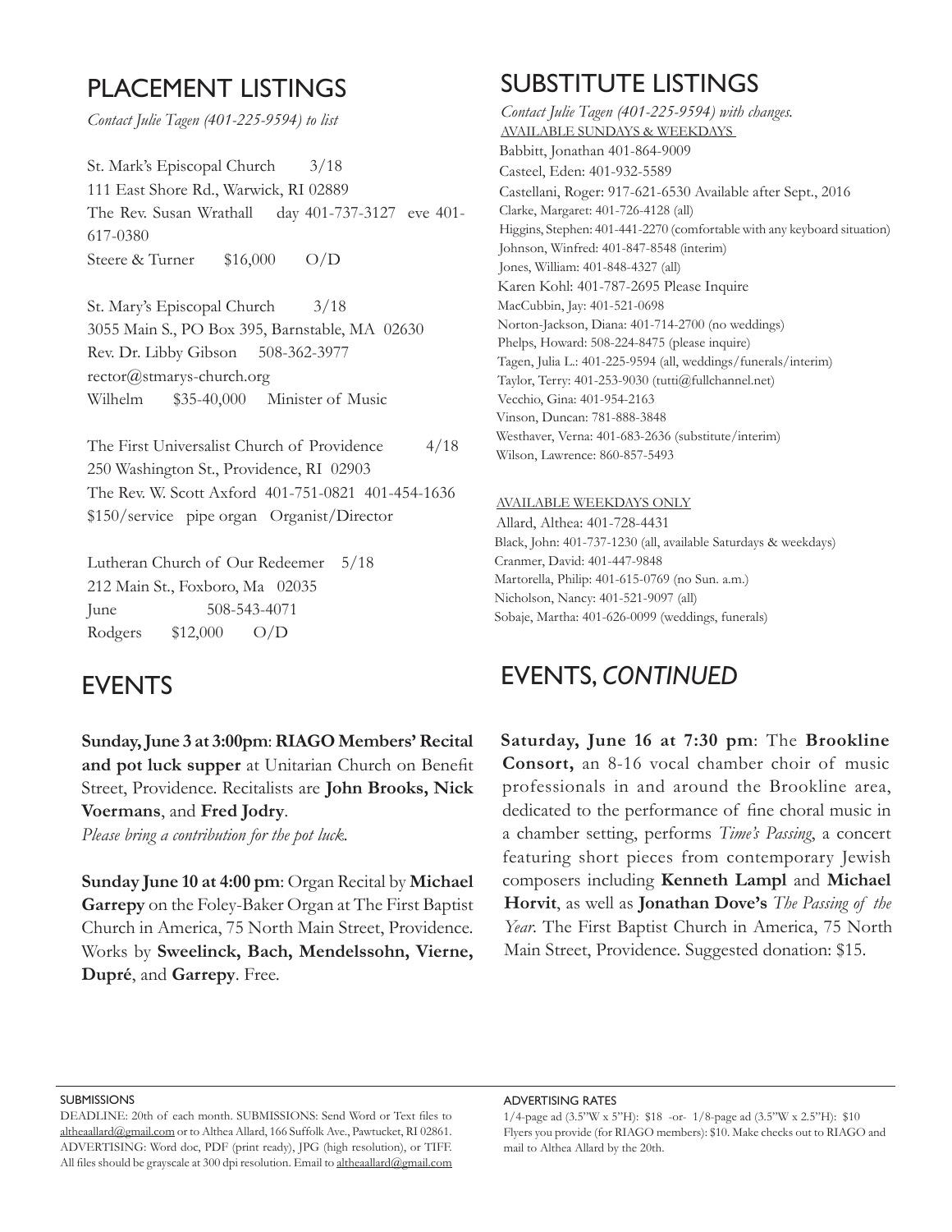## PLACEMENT LISTINGS

*Contact Julie Tagen (401-225-9594) to list*

St. Mark's Episcopal Church 3/18
111 East Shore Rd., Warwick, RI 02889
The Rev. Susan Wrathall day 401-737-3127 eve 401-617-0380
Steere & Turner $16,000 O/D

St. Mary's Episcopal Church 3/18
3055 Main S., PO Box 395, Barnstable, MA 02630
Rev. Dr. Libby Gibson 508-362-3977
rector@stmarys-church.org
Wilhelm $35-40,000 Minister of Music

The First Universalist Church of Providence 4/18
250 Washington St., Providence, RI 02903
The Rev. W. Scott Axford 401-751-0821 401-454-1636
$150/service pipe organ Organist/Director

Lutheran Church of Our Redeemer 5/18
212 Main St., Foxboro, Ma 02035
June 508-543-4071
Rodgers $12,000 O/D

## SUBSTITUTE LISTINGS

*Contact Julie Tagen (401-225-9594) with changes.*

AVAILABLE SUNDAYS & WEEKDAYS

Babbitt, Jonathan 401-864-9009
Casteel, Eden: 401-932-5589
Castellani, Roger: 917-621-6530 Available after Sept., 2016
Clarke, Margaret: 401-726-4128 (all)
Higgins, Stephen: 401-441-2270 (comfortable with any keyboard situation)
Johnson, Winfred: 401-847-8548 (interim)
Jones, William: 401-848-4327 (all)
Karen Kohl: 401-787-2695 Please Inquire
MacCubbin, Jay: 401-521-0698
Norton-Jackson, Diana: 401-714-2700 (no weddings)
Phelps, Howard: 508-224-8475 (please inquire)
Tagen, Julia L.: 401-225-9594 (all, weddings/funerals/interim)
Taylor, Terry: 401-253-9030 (tutti@fullchannel.net)
Vecchio, Gina: 401-954-2163
Vinson, Duncan: 781-888-3848
Westhaver, Verna: 401-683-2636 (substitute/interim)
Wilson, Lawrence: 860-857-5493

AVAILABLE WEEKDAYS ONLY

Allard, Althea: 401-728-4431
Black, John: 401-737-1230 (all, available Saturdays & weekdays)
Cranmer, David: 401-447-9848
Martorella, Philip: 401-615-0769 (no Sun. a.m.)
Nicholson, Nancy: 401-521-9097 (all)
Sobaje, Martha: 401-626-0099 (weddings, funerals)

## EVENTS

**Sunday, June 3 at 3:00pm**: **RIAGO Members' Recital and pot luck supper** at Unitarian Church on Benefit Street, Providence. Recitalists are **John Brooks, Nick Voermans**, and **Fred Jodry**.
*Please bring a contribution for the pot luck.*

**Sunday June 10 at 4:00 pm**: Organ Recital by **Michael Garrepy** on the Foley-Baker Organ at The First Baptist Church in America, 75 North Main Street, Providence. Works by **Sweelinck, Bach, Mendelssohn, Vierne, Dupré**, and **Garrepy**. Free.

## EVENTS, *CONTINUED*

**Saturday, June 16 at 7:30 pm**: The **Brookline Consort,** an 8-16 vocal chamber choir of music professionals in and around the Brookline area, dedicated to the performance of fine choral music in a chamber setting, performs *Time's Passing*, a concert featuring short pieces from contemporary Jewish composers including **Kenneth Lampl** and **Michael Horvit**, as well as **Jonathan Dove's** *The Passing of the Year*. The First Baptist Church in America, 75 North Main Street, Providence. Suggested donation: $15.

SUBMISSIONS

DEADLINE: 20th of each month. SUBMISSIONS: Send Word or Text files to altheaallard@gmail.com or to Althea Allard, 166 Suffolk Ave., Pawtucket, RI 02861. ADVERTISING: Word doc, PDF (print ready), JPG (high resolution), or TIFF. All files should be grayscale at 300 dpi resolution. Email to altheaallard@gmail.com

ADVERTISING RATES

1/4-page ad (3.5"W x 5"H): $18 -or- 1/8-page ad (3.5"W x 2.5"H): $10
Flyers you provide (for RIAGO members): $10. Make checks out to RIAGO and mail to Althea Allard by the 20th.